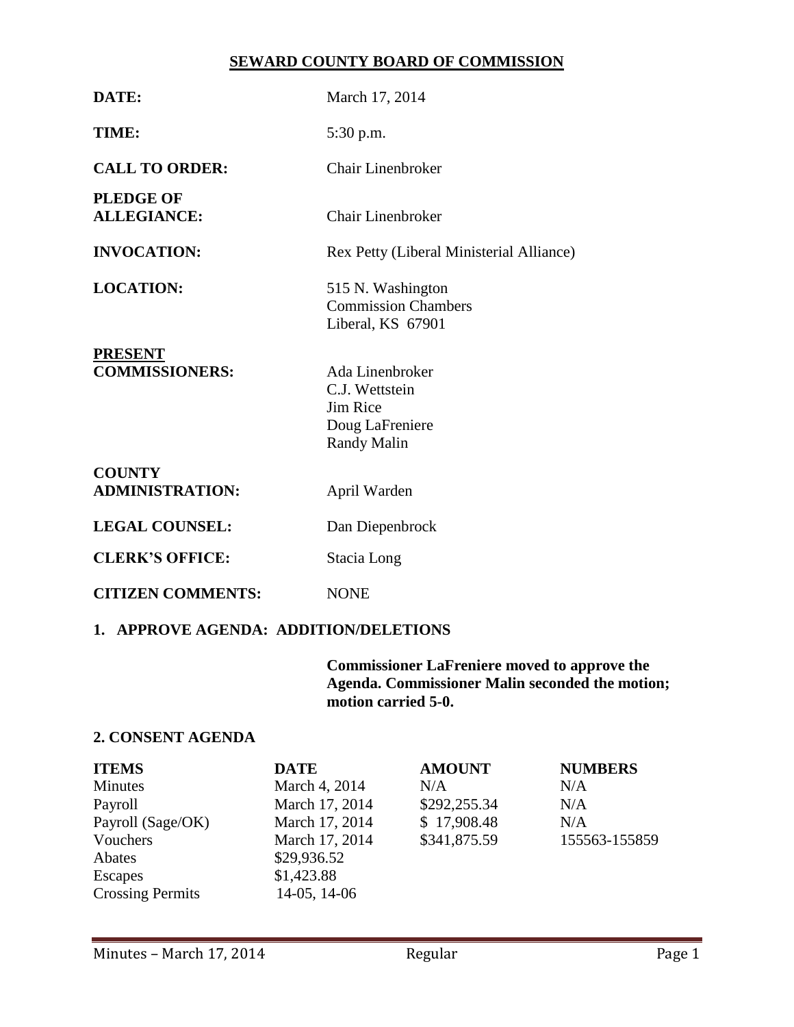# SEWARD COUNTY BOARD OF COMMISSION

**DATE:** March 17, 2014

**TIME:** 5:30 p.m.

**CALL TO ORDER:** Chair Linenbroker

**PLEDGE OF ALLEGIANCE:** Chair Linenbroker

**INVOCATION:** Rex Petty (Liberal Ministerial Alliance)

**LOCATION:** 515 N. Washington
Commission Chambers
Liberal, KS 67901

**PRESENT COMMISSIONERS:**
Ada Linenbroker
C.J. Wettstein
Jim Rice
Doug LaFreniere
Randy Malin

**COUNTY ADMINISTRATION:** April Warden

**LEGAL COUNSEL:** Dan Diepenbrock

**CLERK'S OFFICE:** Stacia Long

**CITIZEN COMMENTS:** NONE

## 1. APPROVE AGENDA: ADDITION/DELETIONS

**Commissioner LaFreniere moved to approve the Agenda. Commissioner Malin seconded the motion; motion carried 5-0.**

## 2. CONSENT AGENDA

| ITEMS | DATE | AMOUNT | NUMBERS |
|---|---|---|---|
| Minutes | March 4, 2014 | N/A | N/A |
| Payroll | March 17, 2014 | $292,255.34 | N/A |
| Payroll (Sage/OK) | March 17, 2014 | $ 17,908.48 | N/A |
| Vouchers | March 17, 2014 | $341,875.59 | 155563-155859 |
| Abates | $29,936.52 | | |
| Escapes | $1,423.88 | | |
| Crossing Permits | 14-05, 14-06 | | |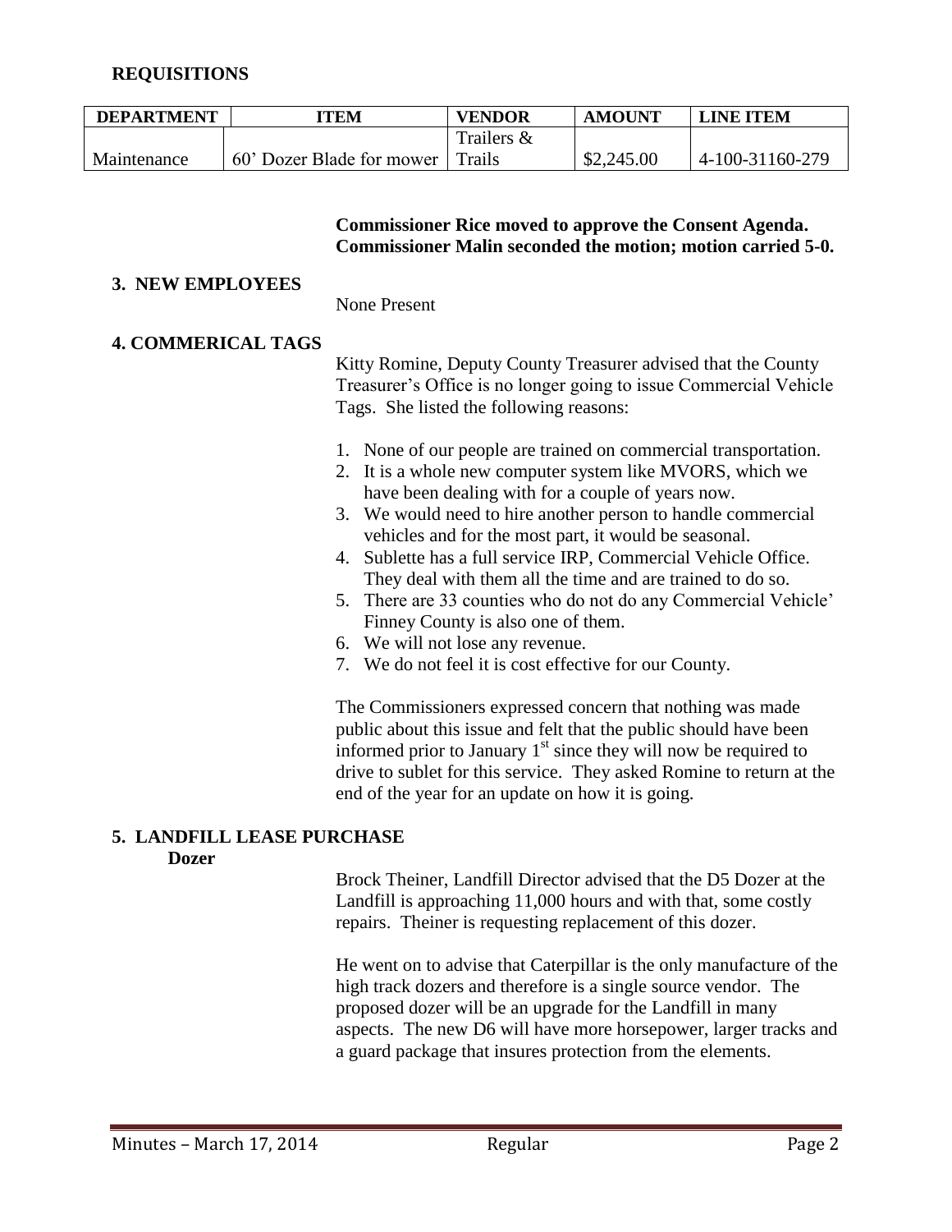## REQUISITIONS

| DEPARTMENT | ITEM | VENDOR | AMOUNT | LINE ITEM |
|---|---|---|---|---|
| Maintenance | 60' Dozer Blade for mower | Trailers & Trails | $2,245.00 | 4-100-31160-279 |

**Commissioner Rice moved to approve the Consent Agenda. Commissioner Malin seconded the motion; motion carried 5-0.**

## 3. NEW EMPLOYEES

None Present

## 4. COMMERICAL TAGS

Kitty Romine, Deputy County Treasurer advised that the County Treasurer's Office is no longer going to issue Commercial Vehicle Tags. She listed the following reasons:

1. None of our people are trained on commercial transportation.
2. It is a whole new computer system like MVORS, which we have been dealing with for a couple of years now.
3. We would need to hire another person to handle commercial vehicles and for the most part, it would be seasonal.
4. Sublette has a full service IRP, Commercial Vehicle Office. They deal with them all the time and are trained to do so.
5. There are 33 counties who do not do any Commercial Vehicle' Finney County is also one of them.
6. We will not lose any revenue.
7. We do not feel it is cost effective for our County.

The Commissioners expressed concern that nothing was made public about this issue and felt that the public should have been informed prior to January 1st since they will now be required to drive to sublet for this service. They asked Romine to return at the end of the year for an update on how it is going.

## 5. LANDFILL LEASE PURCHASE

**Dozer**

Brock Theiner, Landfill Director advised that the D5 Dozer at the Landfill is approaching 11,000 hours and with that, some costly repairs. Theiner is requesting replacement of this dozer.

He went on to advise that Caterpillar is the only manufacture of the high track dozers and therefore is a single source vendor. The proposed dozer will be an upgrade for the Landfill in many aspects. The new D6 will have more horsepower, larger tracks and a guard package that insures protection from the elements.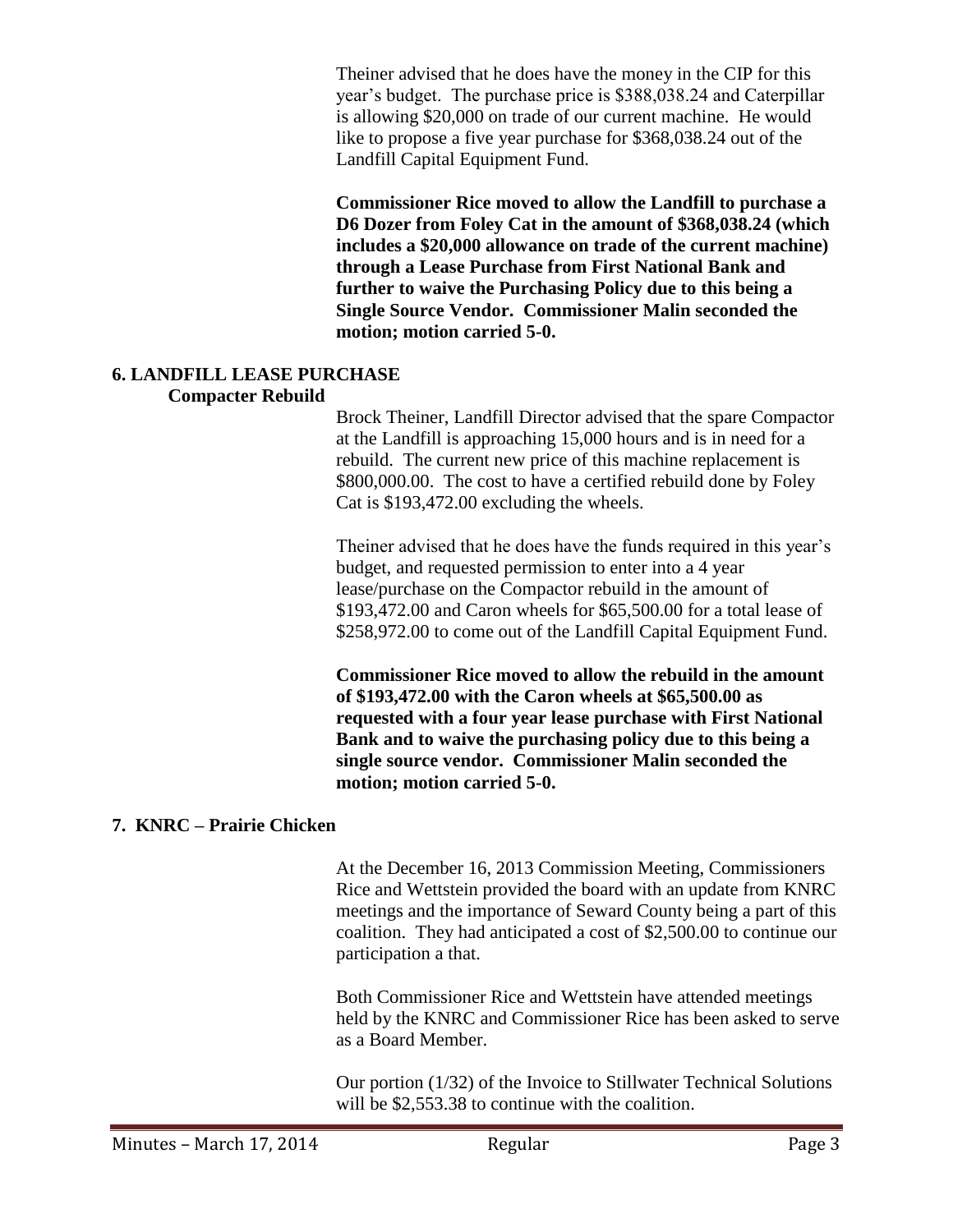Theiner advised that he does have the money in the CIP for this year's budget. The purchase price is $388,038.24 and Caterpillar is allowing $20,000 on trade of our current machine. He would like to propose a five year purchase for $368,038.24 out of the Landfill Capital Equipment Fund.

**Commissioner Rice moved to allow the Landfill to purchase a D6 Dozer from Foley Cat in the amount of $368,038.24 (which includes a $20,000 allowance on trade of the current machine) through a Lease Purchase from First National Bank and further to waive the Purchasing Policy due to this being a Single Source Vendor. Commissioner Malin seconded the motion; motion carried 5-0.**

## 6. LANDFILL LEASE PURCHASE

**Compacter Rebuild**

Brock Theiner, Landfill Director advised that the spare Compactor at the Landfill is approaching 15,000 hours and is in need for a rebuild. The current new price of this machine replacement is $800,000.00. The cost to have a certified rebuild done by Foley Cat is $193,472.00 excluding the wheels.

Theiner advised that he does have the funds required in this year's budget, and requested permission to enter into a 4 year lease/purchase on the Compactor rebuild in the amount of $193,472.00 and Caron wheels for $65,500.00 for a total lease of $258,972.00 to come out of the Landfill Capital Equipment Fund.

**Commissioner Rice moved to allow the rebuild in the amount of $193,472.00 with the Caron wheels at $65,500.00 as requested with a four year lease purchase with First National Bank and to waive the purchasing policy due to this being a single source vendor. Commissioner Malin seconded the motion; motion carried 5-0.**

## 7. KNRC – Prairie Chicken

At the December 16, 2013 Commission Meeting, Commissioners Rice and Wettstein provided the board with an update from KNRC meetings and the importance of Seward County being a part of this coalition. They had anticipated a cost of $2,500.00 to continue our participation a that.

Both Commissioner Rice and Wettstein have attended meetings held by the KNRC and Commissioner Rice has been asked to serve as a Board Member.

Our portion (1/32) of the Invoice to Stillwater Technical Solutions will be $2,553.38 to continue with the coalition.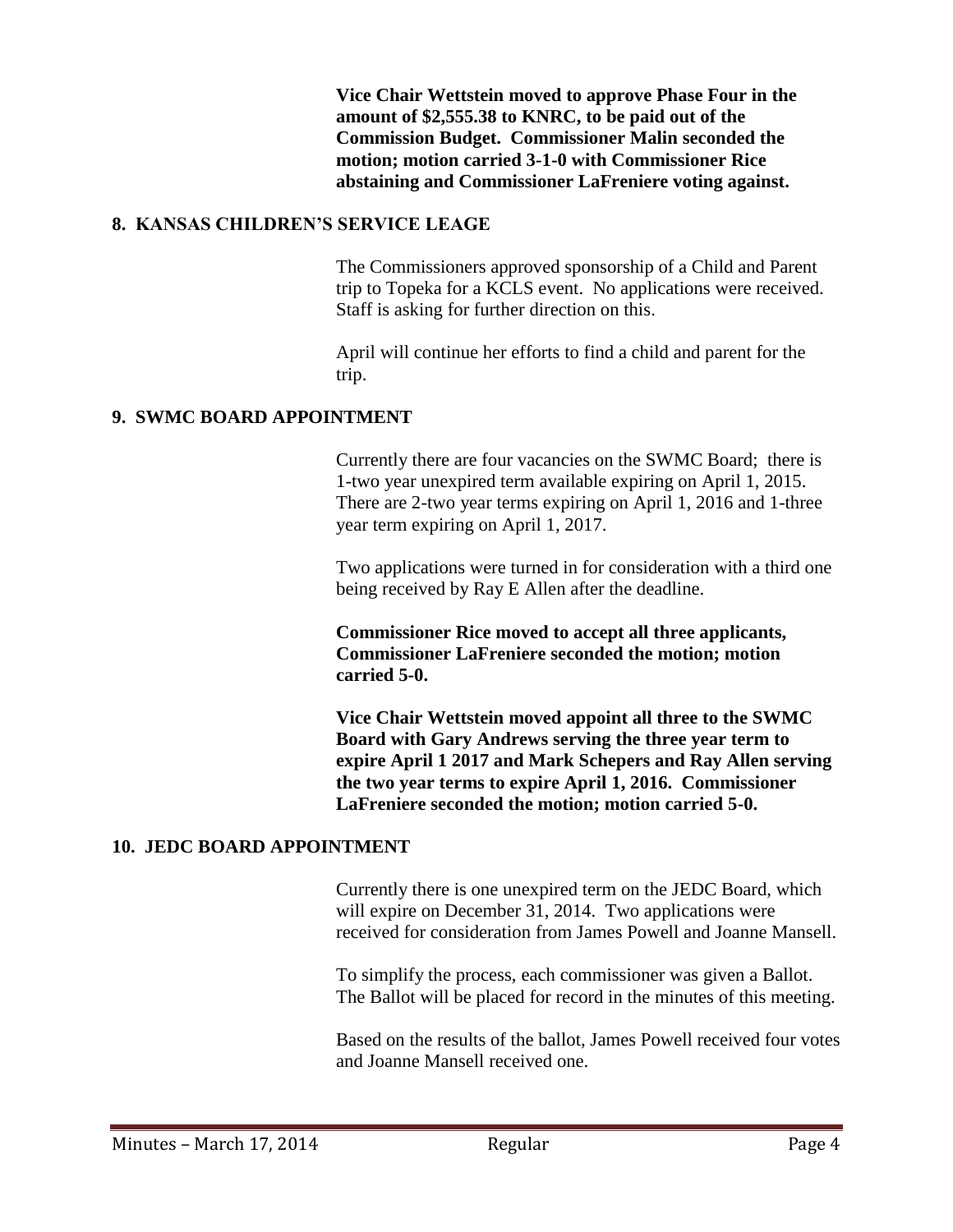**Vice Chair Wettstein moved to approve Phase Four in the amount of $2,555.38 to KNRC, to be paid out of the Commission Budget. Commissioner Malin seconded the motion; motion carried 3-1-0 with Commissioner Rice abstaining and Commissioner LaFreniere voting against.**

## 8. KANSAS CHILDREN'S SERVICE LEAGE

The Commissioners approved sponsorship of a Child and Parent trip to Topeka for a KCLS event. No applications were received. Staff is asking for further direction on this.

April will continue her efforts to find a child and parent for the trip.

## 9. SWMC BOARD APPOINTMENT

Currently there are four vacancies on the SWMC Board; there is 1-two year unexpired term available expiring on April 1, 2015. There are 2-two year terms expiring on April 1, 2016 and 1-three year term expiring on April 1, 2017.

Two applications were turned in for consideration with a third one being received by Ray E Allen after the deadline.

**Commissioner Rice moved to accept all three applicants, Commissioner LaFreniere seconded the motion; motion carried 5-0.**

**Vice Chair Wettstein moved appoint all three to the SWMC Board with Gary Andrews serving the three year term to expire April 1 2017 and Mark Schepers and Ray Allen serving the two year terms to expire April 1, 2016. Commissioner LaFreniere seconded the motion; motion carried 5-0.**

## 10. JEDC BOARD APPOINTMENT

Currently there is one unexpired term on the JEDC Board, which will expire on December 31, 2014. Two applications were received for consideration from James Powell and Joanne Mansell.

To simplify the process, each commissioner was given a Ballot. The Ballot will be placed for record in the minutes of this meeting.

Based on the results of the ballot, James Powell received four votes and Joanne Mansell received one.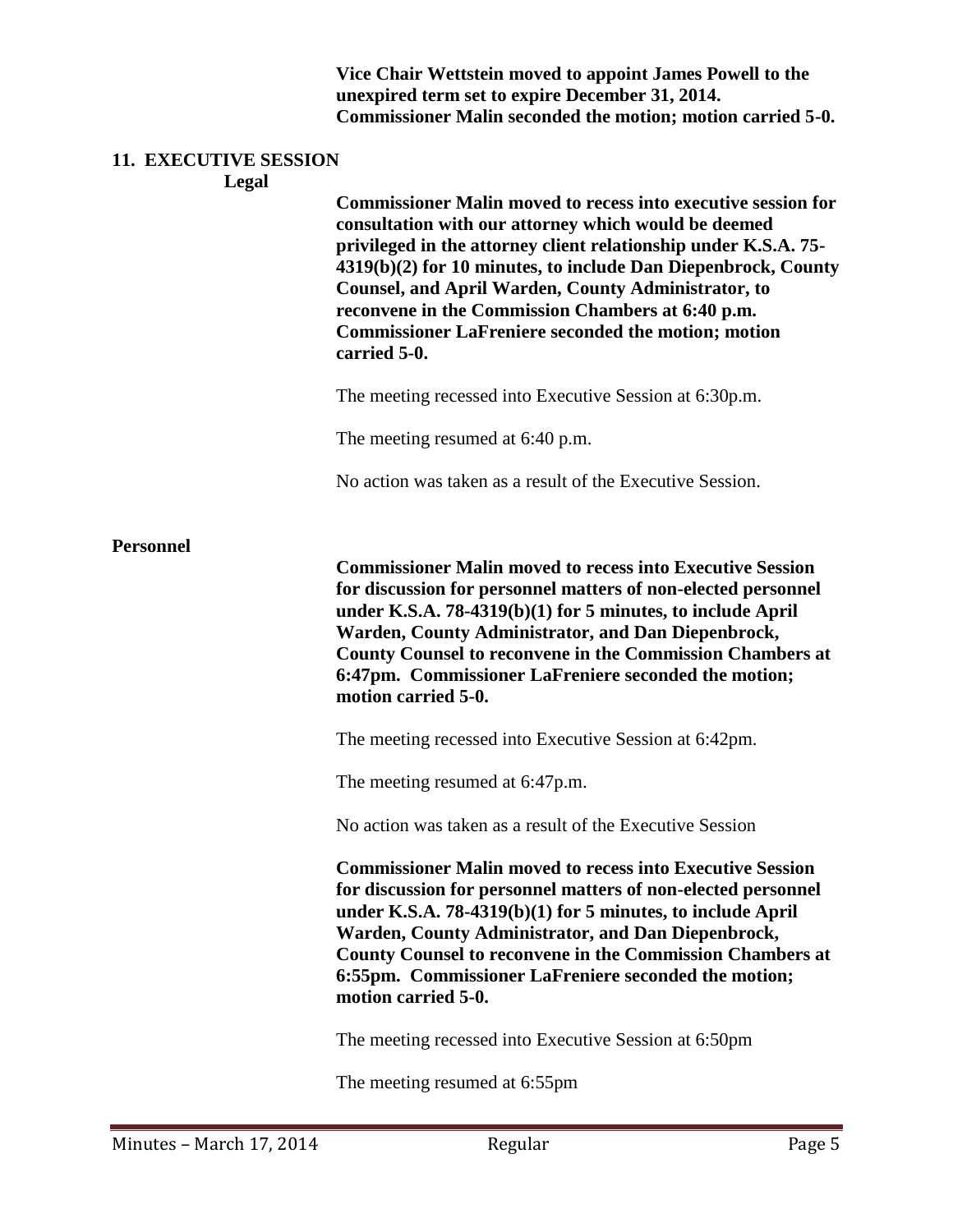**Vice Chair Wettstein moved to appoint James Powell to the unexpired term set to expire December 31, 2014. Commissioner Malin seconded the motion; motion carried 5-0.**

## 11. EXECUTIVE SESSION

### Legal

**Commissioner Malin moved to recess into executive session for consultation with our attorney which would be deemed privileged in the attorney client relationship under K.S.A. 75-4319(b)(2) for 10 minutes, to include Dan Diepenbrock, County Counsel, and April Warden, County Administrator, to reconvene in the Commission Chambers at 6:40 p.m. Commissioner LaFreniere seconded the motion; motion carried 5-0.**

The meeting recessed into Executive Session at 6:30p.m.

The meeting resumed at 6:40 p.m.

No action was taken as a result of the Executive Session.

### Personnel

**Commissioner Malin moved to recess into Executive Session for discussion for personnel matters of non-elected personnel under K.S.A. 78-4319(b)(1) for 5 minutes, to include April Warden, County Administrator, and Dan Diepenbrock, County Counsel to reconvene in the Commission Chambers at 6:47pm. Commissioner LaFreniere seconded the motion; motion carried 5-0.**

The meeting recessed into Executive Session at 6:42pm.

The meeting resumed at 6:47p.m.

No action was taken as a result of the Executive Session

**Commissioner Malin moved to recess into Executive Session for discussion for personnel matters of non-elected personnel under K.S.A. 78-4319(b)(1) for 5 minutes, to include April Warden, County Administrator, and Dan Diepenbrock, County Counsel to reconvene in the Commission Chambers at 6:55pm. Commissioner LaFreniere seconded the motion; motion carried 5-0.**

The meeting recessed into Executive Session at 6:50pm

The meeting resumed at 6:55pm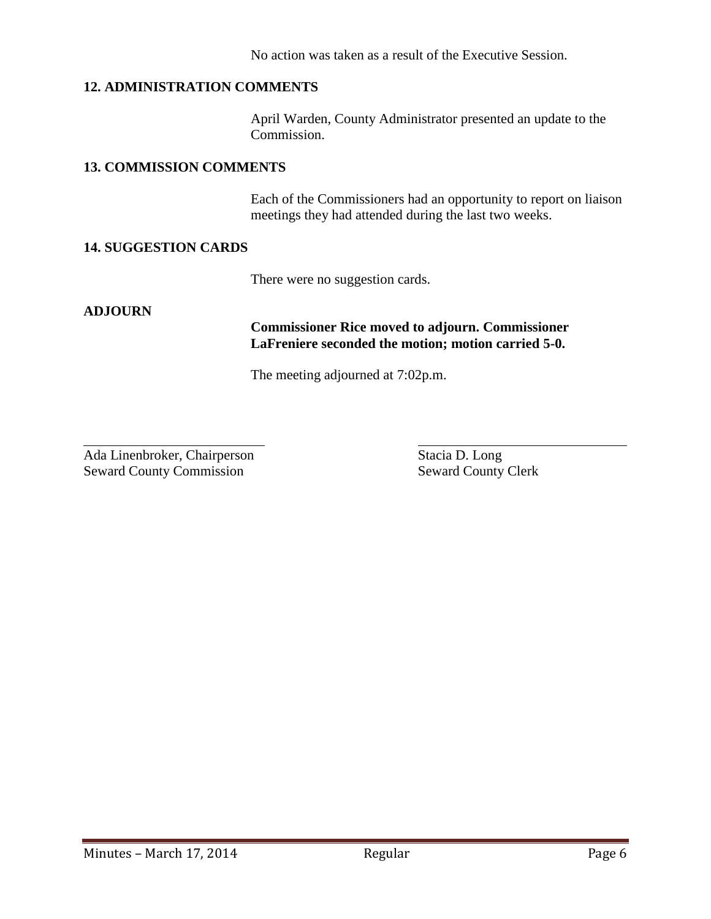No action was taken as a result of the Executive Session.

**12. ADMINISTRATION COMMENTS**

April Warden, County Administrator presented an update to the Commission.

**13. COMMISSION COMMENTS**

Each of the Commissioners had an opportunity to report on liaison meetings they had attended during the last two weeks.

**14. SUGGESTION CARDS**

There were no suggestion cards.

**ADJOURN**

**Commissioner Rice moved to adjourn. Commissioner LaFreniere seconded the motion; motion carried 5-0.**

The meeting adjourned at 7:02p.m.

| | |
|---|---|
| Ada Linenbroker, Chairperson | Stacia D. Long |
| Seward County Commission | Seward County Clerk |